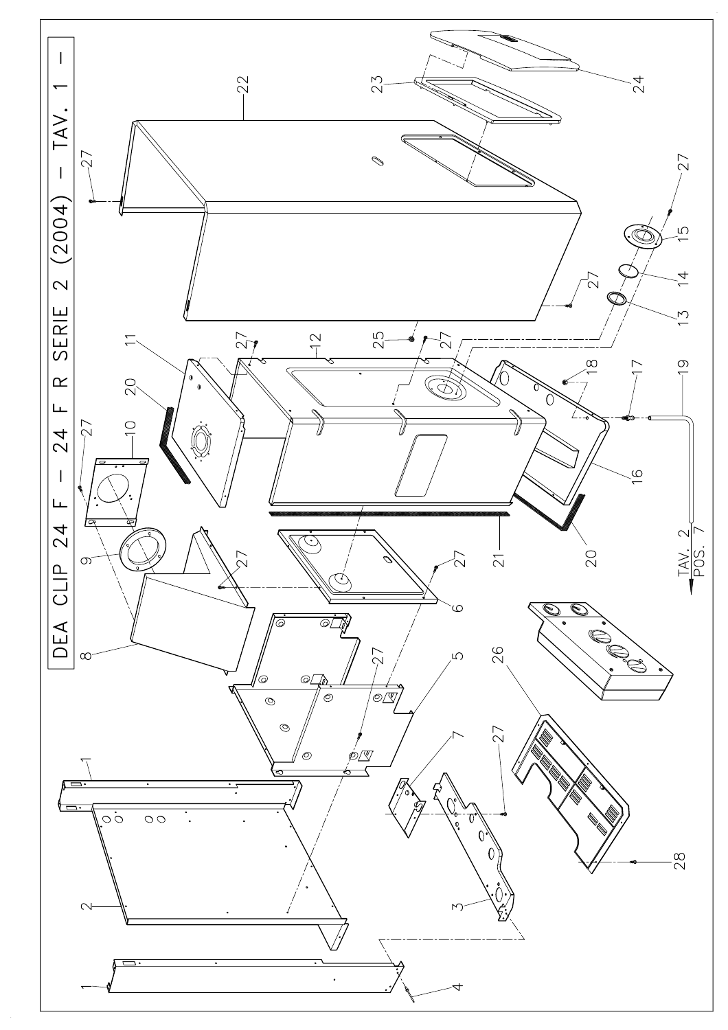# DEA CLIP 24 F – 24 F R SERIE 2 (2004) – TAV. 1 –

1
2
1
3
4
5
6
7
8
9
10
11
12
13
14
15
16
17
18
19
20
20
21
22
23
24
25
26
27
28

TAV. 2
POS. 7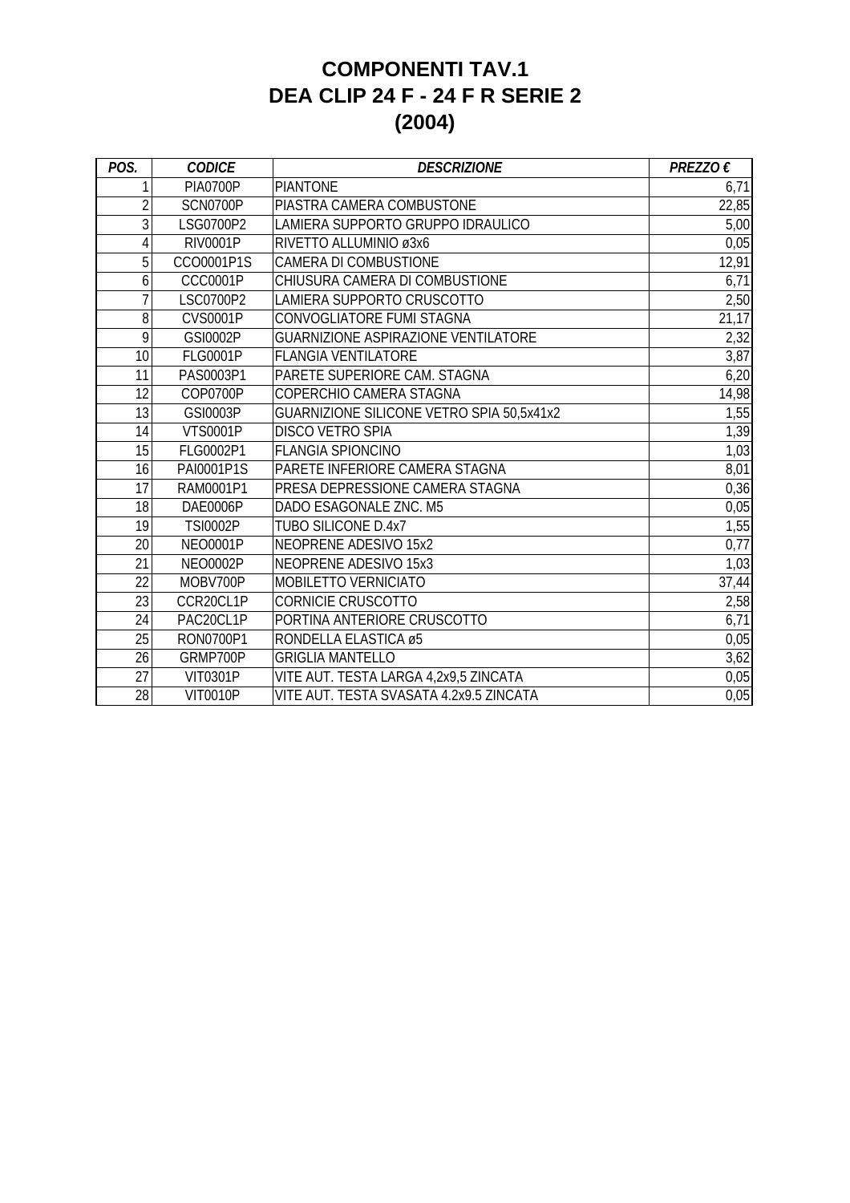# COMPONENTI TAV.1
# DEA CLIP 24 F - 24 F R SERIE 2
# (2004)

| *POS.* | *CODICE* | *DESCRIZIONE* | *PREZZO €* |
|---|---|---|---|
| 1 | PIA0700P | PIANTONE | 6,71 |
| 2 | SCN0700P | PIASTRA CAMERA COMBUSTONE | 22,85 |
| 3 | LSG0700P2 | LAMIERA SUPPORTO GRUPPO IDRAULICO | 5,00 |
| 4 | RIV0001P | RIVETTO ALLUMINIO ø3x6 | 0,05 |
| 5 | CCO0001P1S | CAMERA DI COMBUSTIONE | 12,91 |
| 6 | CCC0001P | CHIUSURA CAMERA DI COMBUSTIONE | 6,71 |
| 7 | LSC0700P2 | LAMIERA SUPPORTO CRUSCOTTO | 2,50 |
| 8 | CVS0001P | CONVOGLIATORE FUMI STAGNA | 21,17 |
| 9 | GSI0002P | GUARNIZIONE ASPIRAZIONE VENTILATORE | 2,32 |
| 10 | FLG0001P | FLANGIA VENTILATORE | 3,87 |
| 11 | PAS0003P1 | PARETE SUPERIORE CAM. STAGNA | 6,20 |
| 12 | COP0700P | COPERCHIO CAMERA STAGNA | 14,98 |
| 13 | GSI0003P | GUARNIZIONE SILICONE VETRO SPIA 50,5x41x2 | 1,55 |
| 14 | VTS0001P | DISCO VETRO SPIA | 1,39 |
| 15 | FLG0002P1 | FLANGIA SPIONCINO | 1,03 |
| 16 | PAI0001P1S | PARETE INFERIORE CAMERA STAGNA | 8,01 |
| 17 | RAM0001P1 | PRESA DEPRESSIONE CAMERA STAGNA | 0,36 |
| 18 | DAE0006P | DADO ESAGONALE ZNC. M5 | 0,05 |
| 19 | TSI0002P | TUBO SILICONE D.4x7 | 1,55 |
| 20 | NEO0001P | NEOPRENE ADESIVO 15x2 | 0,77 |
| 21 | NEO0002P | NEOPRENE ADESIVO 15x3 | 1,03 |
| 22 | MOBV700P | MOBILETTO VERNICIATO | 37,44 |
| 23 | CCR20CL1P | CORNICIE CRUSCOTTO | 2,58 |
| 24 | PAC20CL1P | PORTINA ANTERIORE CRUSCOTTO | 6,71 |
| 25 | RON0700P1 | RONDELLA ELASTICA ø5 | 0,05 |
| 26 | GRMP700P | GRIGLIA MANTELLO | 3,62 |
| 27 | VIT0301P | VITE AUT. TESTA LARGA 4,2x9,5 ZINCATA | 0,05 |
| 28 | VIT0010P | VITE AUT. TESTA SVASATA 4.2x9.5 ZINCATA | 0,05 |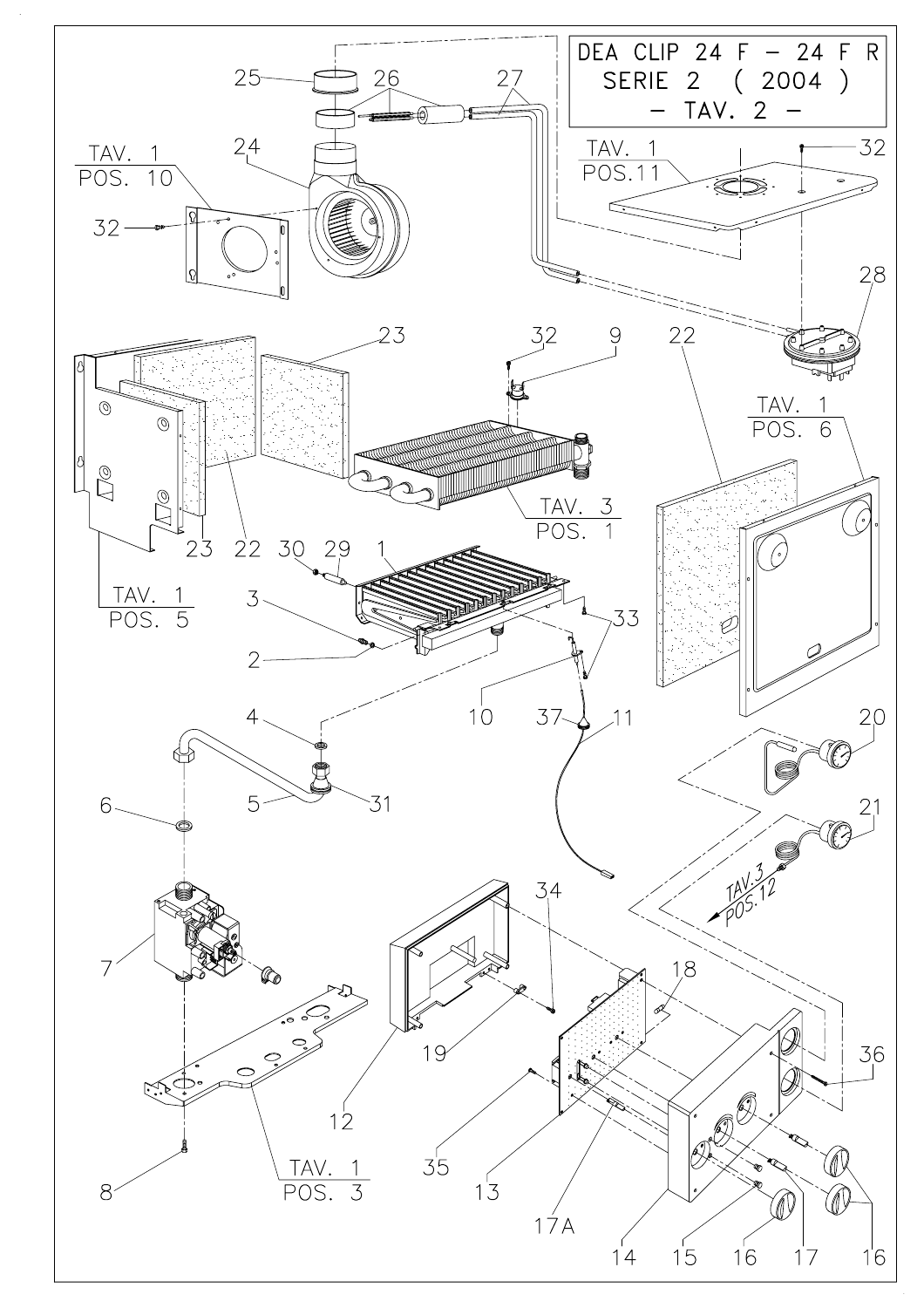DEA CLIP 24 F – 24 F R
SERIE 2 ( 2004 )
– TAV. 2 –

25 26 27 24 32 28 23 22 9 1 29 30 3 2 33 10 37 11 4 5 31 6 7 8 12 19 34 18 35 13 17A 14 15 16 17 16 20 21 36

TAV. 1 POS. 10

TAV. 1 POS.11

TAV. 1 POS. 5

TAV. 3 POS. 1

TAV. 1 POS. 6

TAV.3 POS.12

TAV. 1 POS. 3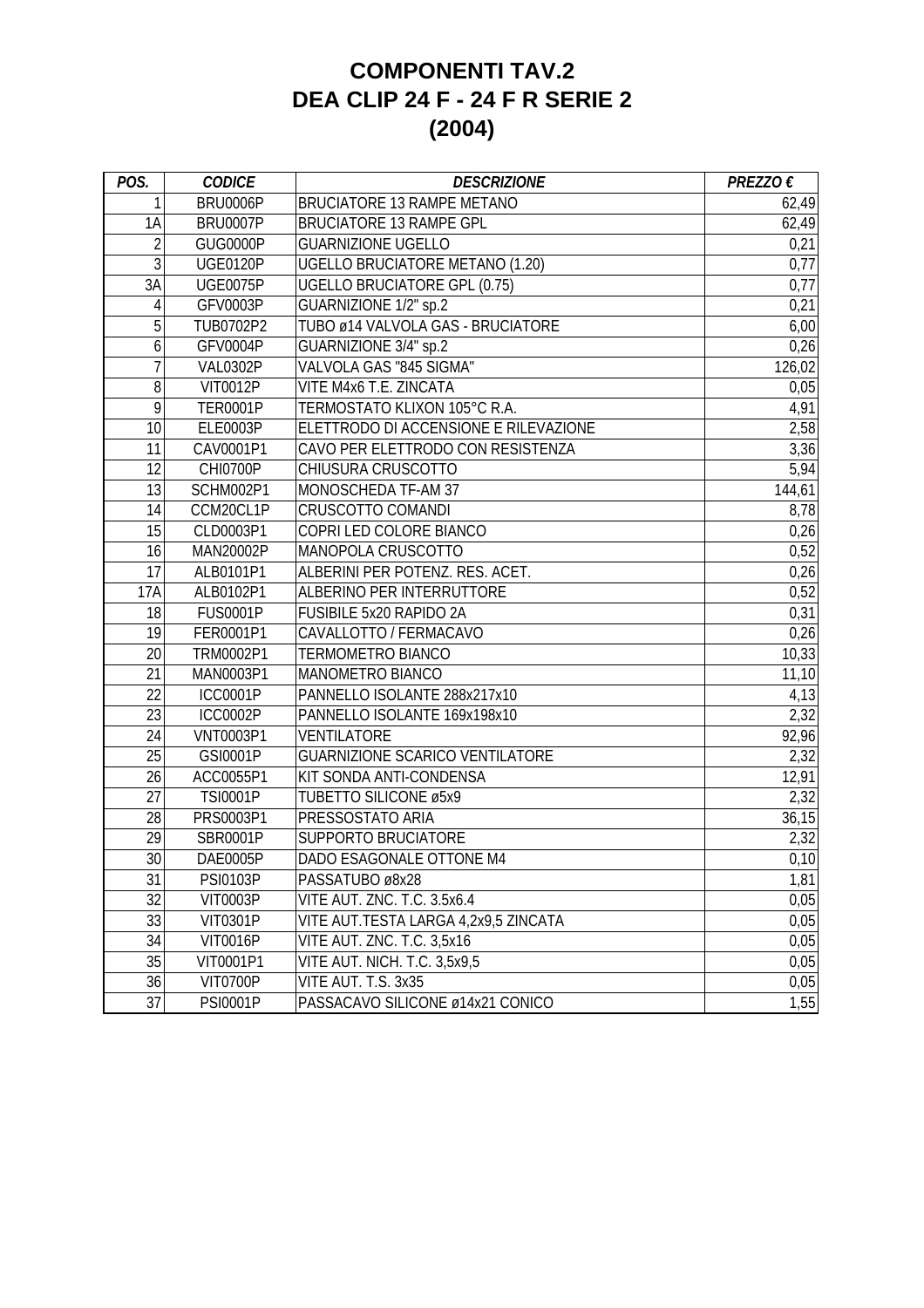# COMPONENTI TAV.2
# DEA CLIP 24 F - 24 F R SERIE 2
# (2004)

| *POS.* | *CODICE* | *DESCRIZIONE* | *PREZZO €* |
|---|---|---|---|
| 1 | BRU0006P | BRUCIATORE 13 RAMPE METANO | 62,49 |
| 1A | BRU0007P | BRUCIATORE 13 RAMPE GPL | 62,49 |
| 2 | GUG0000P | GUARNIZIONE UGELLO | 0,21 |
| 3 | UGE0120P | UGELLO BRUCIATORE METANO (1.20) | 0,77 |
| 3A | UGE0075P | UGELLO BRUCIATORE GPL (0.75) | 0,77 |
| 4 | GFV0003P | GUARNIZIONE 1/2" sp.2 | 0,21 |
| 5 | TUB0702P2 | TUBO ø14 VALVOLA GAS - BRUCIATORE | 6,00 |
| 6 | GFV0004P | GUARNIZIONE 3/4" sp.2 | 0,26 |
| 7 | VAL0302P | VALVOLA GAS "845 SIGMA" | 126,02 |
| 8 | VIT0012P | VITE M4x6 T.E. ZINCATA | 0,05 |
| 9 | TER0001P | TERMOSTATO KLIXON 105°C R.A. | 4,91 |
| 10 | ELE0003P | ELETTRODO DI ACCENSIONE E RILEVAZIONE | 2,58 |
| 11 | CAV0001P1 | CAVO PER ELETTRODO CON RESISTENZA | 3,36 |
| 12 | CHI0700P | CHIUSURA CRUSCOTTO | 5,94 |
| 13 | SCHM002P1 | MONOSCHEDA TF-AM 37 | 144,61 |
| 14 | CCM20CL1P | CRUSCOTTO COMANDI | 8,78 |
| 15 | CLD0003P1 | COPRI LED COLORE BIANCO | 0,26 |
| 16 | MAN20002P | MANOPOLA CRUSCOTTO | 0,52 |
| 17 | ALB0101P1 | ALBERINI PER POTENZ. RES. ACET. | 0,26 |
| 17A | ALB0102P1 | ALBERINO PER INTERRUTTORE | 0,52 |
| 18 | FUS0001P | FUSIBILE 5x20 RAPIDO 2A | 0,31 |
| 19 | FER0001P1 | CAVALLOTTO / FERMACAVO | 0,26 |
| 20 | TRM0002P1 | TERMOMETRO BIANCO | 10,33 |
| 21 | MAN0003P1 | MANOMETRO BIANCO | 11,10 |
| 22 | ICC0001P | PANNELLO ISOLANTE 288x217x10 | 4,13 |
| 23 | ICC0002P | PANNELLO ISOLANTE 169x198x10 | 2,32 |
| 24 | VNT0003P1 | VENTILATORE | 92,96 |
| 25 | GSI0001P | GUARNIZIONE SCARICO VENTILATORE | 2,32 |
| 26 | ACC0055P1 | KIT SONDA ANTI-CONDENSA | 12,91 |
| 27 | TSI0001P | TUBETTO SILICONE ø5x9 | 2,32 |
| 28 | PRS0003P1 | PRESSOSTATO ARIA | 36,15 |
| 29 | SBR0001P | SUPPORTO BRUCIATORE | 2,32 |
| 30 | DAE0005P | DADO ESAGONALE OTTONE M4 | 0,10 |
| 31 | PSI0103P | PASSATUBO ø8x28 | 1,81 |
| 32 | VIT0003P | VITE AUT. ZNC. T.C. 3.5x6.4 | 0,05 |
| 33 | VIT0301P | VITE AUT.TESTA LARGA 4,2x9,5 ZINCATA | 0,05 |
| 34 | VIT0016P | VITE AUT. ZNC. T.C. 3,5x16 | 0,05 |
| 35 | VIT0001P1 | VITE AUT. NICH. T.C. 3,5x9,5 | 0,05 |
| 36 | VIT0700P | VITE AUT. T.S. 3x35 | 0,05 |
| 37 | PSI0001P | PASSACAVO SILICONE ø14x21 CONICO | 1,55 |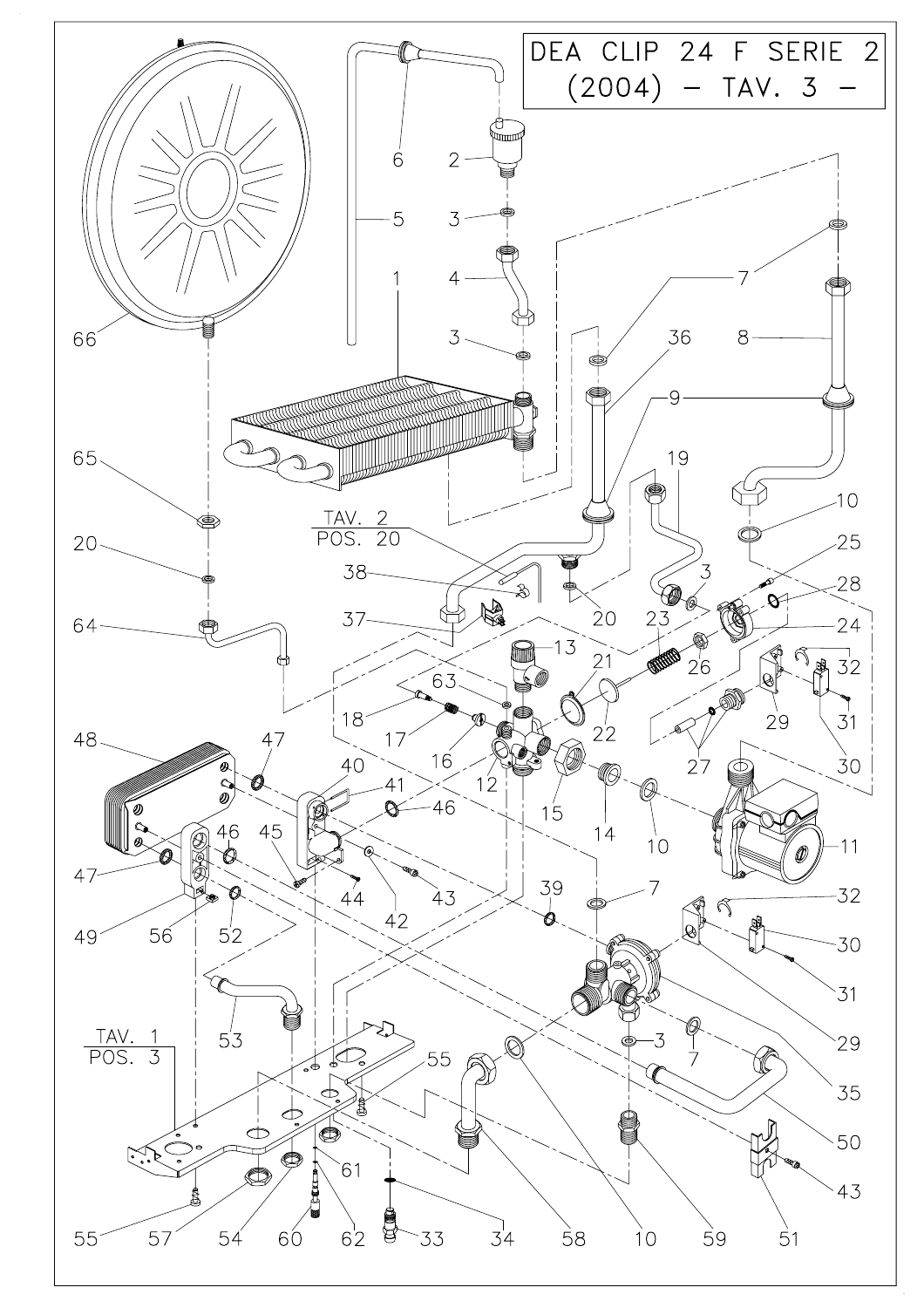DEA CLIP 24 F SERIE 2
(2004) – TAV. 3 –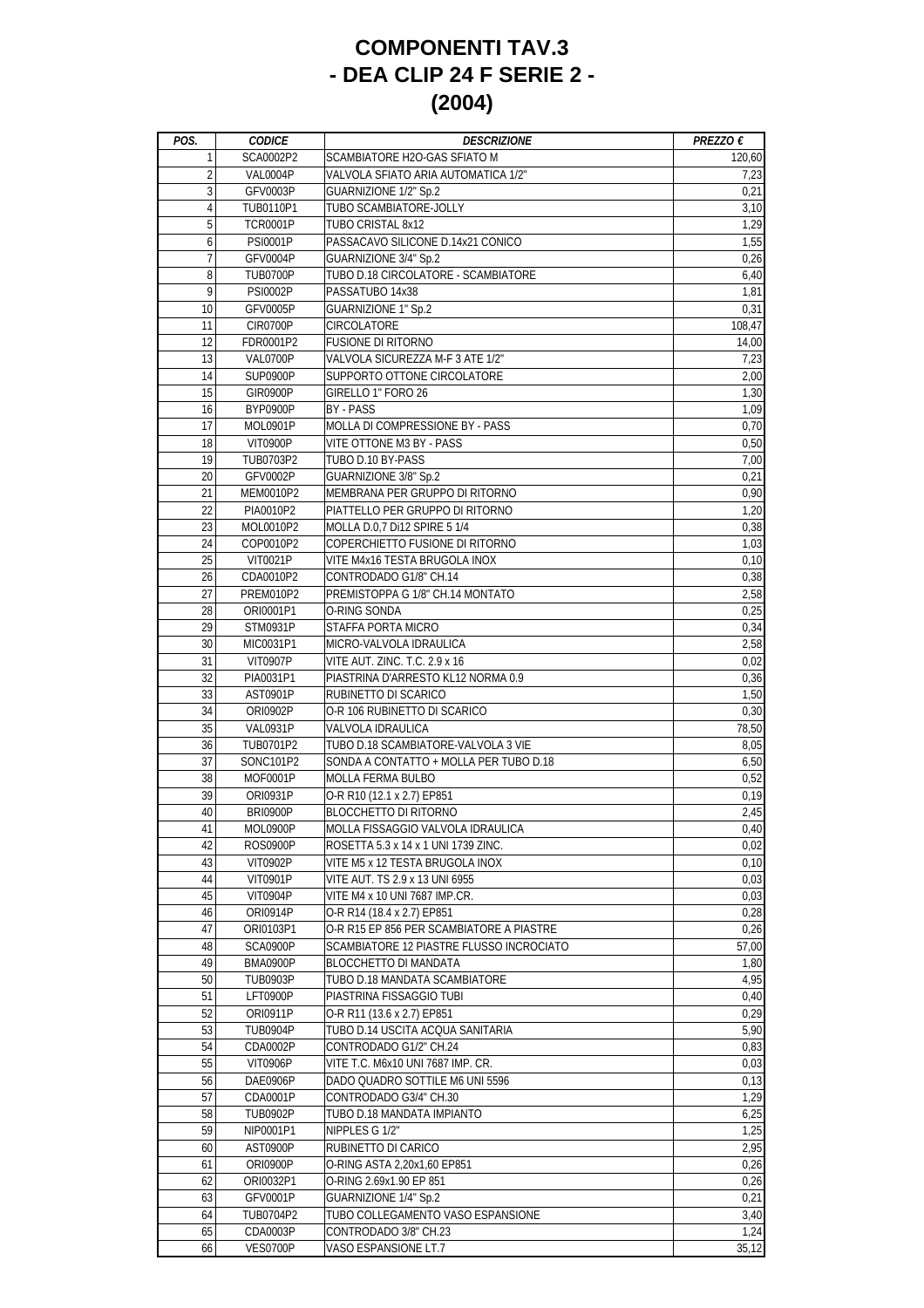# COMPONENTI TAV.3
# - DEA CLIP 24 F SERIE 2 -
# (2004)

| *POS.* | *CODICE* | *DESCRIZIONE* | *PREZZO €* |
|---|---|---|---|
| 1 | SCA0002P2 | SCAMBIATORE H2O-GAS SFIATO M | 120,60 |
| 2 | VAL0004P | VALVOLA SFIATO ARIA AUTOMATICA 1/2" | 7,23 |
| 3 | GFV0003P | GUARNIZIONE 1/2" Sp.2 | 0,21 |
| 4 | TUB0110P1 | TUBO SCAMBIATORE-JOLLY | 3,10 |
| 5 | TCR0001P | TUBO CRISTAL 8x12 | 1,29 |
| 6 | PSI0001P | PASSACAVO SILICONE D.14x21 CONICO | 1,55 |
| 7 | GFV0004P | GUARNIZIONE 3/4" Sp.2 | 0,26 |
| 8 | TUB0700P | TUBO D.18 CIRCOLATORE - SCAMBIATORE | 6,40 |
| 9 | PSI0002P | PASSATUBO 14x38 | 1,81 |
| 10 | GFV0005P | GUARNIZIONE 1" Sp.2 | 0,31 |
| 11 | CIR0700P | CIRCOLATORE | 108,47 |
| 12 | FDR0001P2 | FUSIONE DI RITORNO | 14,00 |
| 13 | VAL0700P | VALVOLA SICUREZZA M-F 3 ATE 1/2" | 7,23 |
| 14 | SUP0900P | SUPPORTO OTTONE CIRCOLATORE | 2,00 |
| 15 | GIR0900P | GIRELLO 1" FORO 26 | 1,30 |
| 16 | BYP0900P | BY - PASS | 1,09 |
| 17 | MOL0901P | MOLLA DI COMPRESSIONE BY - PASS | 0,70 |
| 18 | VIT0900P | VITE OTTONE M3 BY - PASS | 0,50 |
| 19 | TUB0703P2 | TUBO D.10 BY-PASS | 7,00 |
| 20 | GFV0002P | GUARNIZIONE 3/8" Sp.2 | 0,21 |
| 21 | MEM0010P2 | MEMBRANA PER GRUPPO DI RITORNO | 0,90 |
| 22 | PIA0010P2 | PIATTELLO PER GRUPPO DI RITORNO | 1,20 |
| 23 | MOL0010P2 | MOLLA D.0,7 Di12 SPIRE 5 1/4 | 0,38 |
| 24 | COP0010P2 | COPERCHIETTO FUSIONE DI RITORNO | 1,03 |
| 25 | VIT0021P | VITE M4x16 TESTA BRUGOLA INOX | 0,10 |
| 26 | CDA0010P2 | CONTRODADO G1/8" CH.14 | 0,38 |
| 27 | PREM010P2 | PREMISTOPPA G 1/8" CH.14 MONTATO | 2,58 |
| 28 | ORI0001P1 | O-RING SONDA | 0,25 |
| 29 | STM0931P | STAFFA PORTA MICRO | 0,34 |
| 30 | MIC0031P1 | MICRO-VALVOLA IDRAULICA | 2,58 |
| 31 | VIT0907P | VITE AUT. ZINC. T.C. 2.9 x 16 | 0,02 |
| 32 | PIA0031P1 | PIASTRINA D'ARRESTO KL12 NORMA 0.9 | 0,36 |
| 33 | AST0901P | RUBINETTO DI SCARICO | 1,50 |
| 34 | ORI0902P | O-R 106 RUBINETTO DI SCARICO | 0,30 |
| 35 | VAL0931P | VALVOLA IDRAULICA | 78,50 |
| 36 | TUB0701P2 | TUBO D.18 SCAMBIATORE-VALVOLA 3 VIE | 8,05 |
| 37 | SONC101P2 | SONDA A CONTATTO + MOLLA PER TUBO D.18 | 6,50 |
| 38 | MOF0001P | MOLLA FERMA BULBO | 0,52 |
| 39 | ORI0931P | O-R R10 (12.1 x 2.7) EP851 | 0,19 |
| 40 | BRI0900P | BLOCCHETTO DI RITORNO | 2,45 |
| 41 | MOL0900P | MOLLA FISSAGGIO VALVOLA IDRAULICA | 0,40 |
| 42 | ROS0900P | ROSETTA 5.3 x 14 x 1 UNI 1739 ZINC. | 0,02 |
| 43 | VIT0902P | VITE M5 x 12 TESTA BRUGOLA INOX | 0,10 |
| 44 | VIT0901P | VITE AUT. TS 2.9 x 13 UNI 6955 | 0,03 |
| 45 | VIT0904P | VITE M4 x 10 UNI 7687 IMP.CR. | 0,03 |
| 46 | ORI0914P | O-R R14 (18.4 x 2.7) EP851 | 0,28 |
| 47 | ORI0103P1 | O-R R15 EP 856 PER SCAMBIATORE A PIASTRE | 0,26 |
| 48 | SCA0900P | SCAMBIATORE 12 PIASTRE FLUSSO INCROCIATO | 57,00 |
| 49 | BMA0900P | BLOCCHETTO DI MANDATA | 1,80 |
| 50 | TUB0903P | TUBO D.18 MANDATA SCAMBIATORE | 4,95 |
| 51 | LFT0900P | PIASTRINA FISSAGGIO TUBI | 0,40 |
| 52 | ORI0911P | O-R R11 (13.6 x 2.7) EP851 | 0,29 |
| 53 | TUB0904P | TUBO D.14 USCITA ACQUA SANITARIA | 5,90 |
| 54 | CDA0002P | CONTRODADO G1/2" CH.24 | 0,83 |
| 55 | VIT0906P | VITE T.C. M6x10 UNI 7687 IMP. CR. | 0,03 |
| 56 | DAE0906P | DADO QUADRO SOTTILE M6 UNI 5596 | 0,13 |
| 57 | CDA0001P | CONTRODADO G3/4" CH.30 | 1,29 |
| 58 | TUB0902P | TUBO D.18 MANDATA IMPIANTO | 6,25 |
| 59 | NIP0001P1 | NIPPLES G 1/2" | 1,25 |
| 60 | AST0900P | RUBINETTO DI CARICO | 2,95 |
| 61 | ORI0900P | O-RING ASTA 2,20x1,60 EP851 | 0,26 |
| 62 | ORI0032P1 | O-RING 2.69x1.90 EP 851 | 0,26 |
| 63 | GFV0001P | GUARNIZIONE 1/4" Sp.2 | 0,21 |
| 64 | TUB0704P2 | TUBO COLLEGAMENTO VASO ESPANSIONE | 3,40 |
| 65 | CDA0003P | CONTRODADO 3/8" CH.23 | 1,24 |
| 66 | VES0700P | VASO ESPANSIONE LT.7 | 35,12 |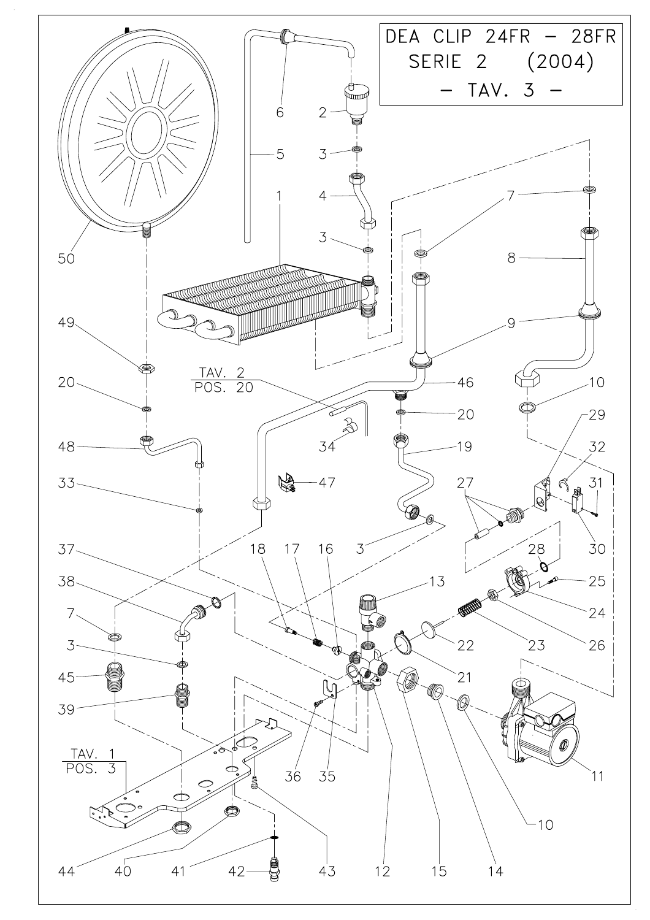# DEA CLIP 24FR – 28FR
## SERIE 2 (2004)
## – TAV. 3 –

TAV. 2
POS. 20

TAV. 1
POS. 3

1 2 3 4 5 6 7 8 9 10 11 12 13 14 15 16 17 18 19 20 21 22 23 24 25 26 27 28 29 30 31 32 33 34 35 36 37 38 39 40 41 42 43 44 45 46 47 48 49 50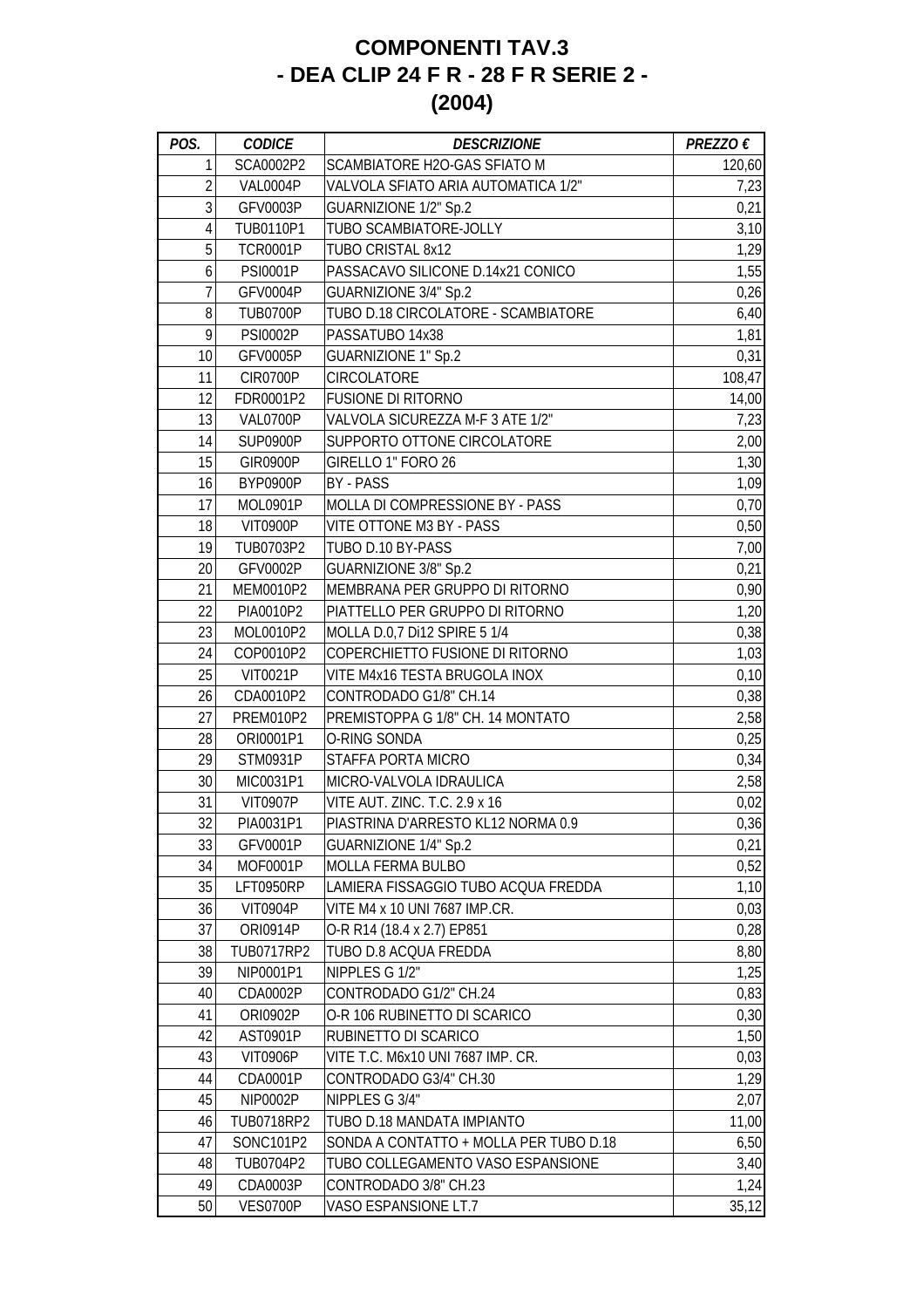# COMPONENTI TAV.3
# - DEA CLIP 24 F R - 28 F R SERIE 2 -
# (2004)

| *POS.* | *CODICE* | *DESCRIZIONE* | *PREZZO €* |
|---|---|---|---|
| 1 | SCA0002P2 | SCAMBIATORE H2O-GAS SFIATO M | 120,60 |
| 2 | VAL0004P | VALVOLA SFIATO ARIA AUTOMATICA 1/2" | 7,23 |
| 3 | GFV0003P | GUARNIZIONE 1/2" Sp.2 | 0,21 |
| 4 | TUB0110P1 | TUBO SCAMBIATORE-JOLLY | 3,10 |
| 5 | TCR0001P | TUBO CRISTAL 8x12 | 1,29 |
| 6 | PSI0001P | PASSACAVO SILICONE D.14x21 CONICO | 1,55 |
| 7 | GFV0004P | GUARNIZIONE 3/4" Sp.2 | 0,26 |
| 8 | TUB0700P | TUBO D.18 CIRCOLATORE - SCAMBIATORE | 6,40 |
| 9 | PSI0002P | PASSATUBO 14x38 | 1,81 |
| 10 | GFV0005P | GUARNIZIONE 1" Sp.2 | 0,31 |
| 11 | CIR0700P | CIRCOLATORE | 108,47 |
| 12 | FDR0001P2 | FUSIONE DI RITORNO | 14,00 |
| 13 | VAL0700P | VALVOLA SICUREZZA M-F 3 ATE 1/2" | 7,23 |
| 14 | SUP0900P | SUPPORTO OTTONE CIRCOLATORE | 2,00 |
| 15 | GIR0900P | GIRELLO 1" FORO 26 | 1,30 |
| 16 | BYP0900P | BY - PASS | 1,09 |
| 17 | MOL0901P | MOLLA DI COMPRESSIONE BY - PASS | 0,70 |
| 18 | VIT0900P | VITE OTTONE M3 BY - PASS | 0,50 |
| 19 | TUB0703P2 | TUBO D.10 BY-PASS | 7,00 |
| 20 | GFV0002P | GUARNIZIONE 3/8" Sp.2 | 0,21 |
| 21 | MEM0010P2 | MEMBRANA PER GRUPPO DI RITORNO | 0,90 |
| 22 | PIA0010P2 | PIATTELLO PER GRUPPO DI RITORNO | 1,20 |
| 23 | MOL0010P2 | MOLLA D.0,7 Di12 SPIRE 5 1/4 | 0,38 |
| 24 | COP0010P2 | COPERCHIETTO FUSIONE DI RITORNO | 1,03 |
| 25 | VIT0021P | VITE M4x16 TESTA BRUGOLA INOX | 0,10 |
| 26 | CDA0010P2 | CONTRODADO G1/8" CH.14 | 0,38 |
| 27 | PREM010P2 | PREMISTOPPA G 1/8" CH. 14 MONTATO | 2,58 |
| 28 | ORI0001P1 | O-RING SONDA | 0,25 |
| 29 | STM0931P | STAFFA PORTA MICRO | 0,34 |
| 30 | MIC0031P1 | MICRO-VALVOLA IDRAULICA | 2,58 |
| 31 | VIT0907P | VITE AUT. ZINC. T.C. 2.9 x 16 | 0,02 |
| 32 | PIA0031P1 | PIASTRINA D'ARRESTO KL12 NORMA 0.9 | 0,36 |
| 33 | GFV0001P | GUARNIZIONE 1/4" Sp.2 | 0,21 |
| 34 | MOF0001P | MOLLA FERMA BULBO | 0,52 |
| 35 | LFT0950RP | LAMIERA FISSAGGIO TUBO ACQUA FREDDA | 1,10 |
| 36 | VIT0904P | VITE M4 x 10 UNI 7687 IMP.CR. | 0,03 |
| 37 | ORI0914P | O-R R14 (18.4 x 2.7) EP851 | 0,28 |
| 38 | TUB0717RP2 | TUBO D.8 ACQUA FREDDA | 8,80 |
| 39 | NIP0001P1 | NIPPLES G 1/2" | 1,25 |
| 40 | CDA0002P | CONTRODADO G1/2" CH.24 | 0,83 |
| 41 | ORI0902P | O-R 106 RUBINETTO DI SCARICO | 0,30 |
| 42 | AST0901P | RUBINETTO DI SCARICO | 1,50 |
| 43 | VIT0906P | VITE T.C. M6x10 UNI 7687 IMP. CR. | 0,03 |
| 44 | CDA0001P | CONTRODADO G3/4" CH.30 | 1,29 |
| 45 | NIP0002P | NIPPLES G 3/4" | 2,07 |
| 46 | TUB0718RP2 | TUBO D.18 MANDATA IMPIANTO | 11,00 |
| 47 | SONC101P2 | SONDA A CONTATTO + MOLLA PER TUBO D.18 | 6,50 |
| 48 | TUB0704P2 | TUBO COLLEGAMENTO VASO ESPANSIONE | 3,40 |
| 49 | CDA0003P | CONTRODADO 3/8" CH.23 | 1,24 |
| 50 | VES0700P | VASO ESPANSIONE LT.7 | 35,12 |